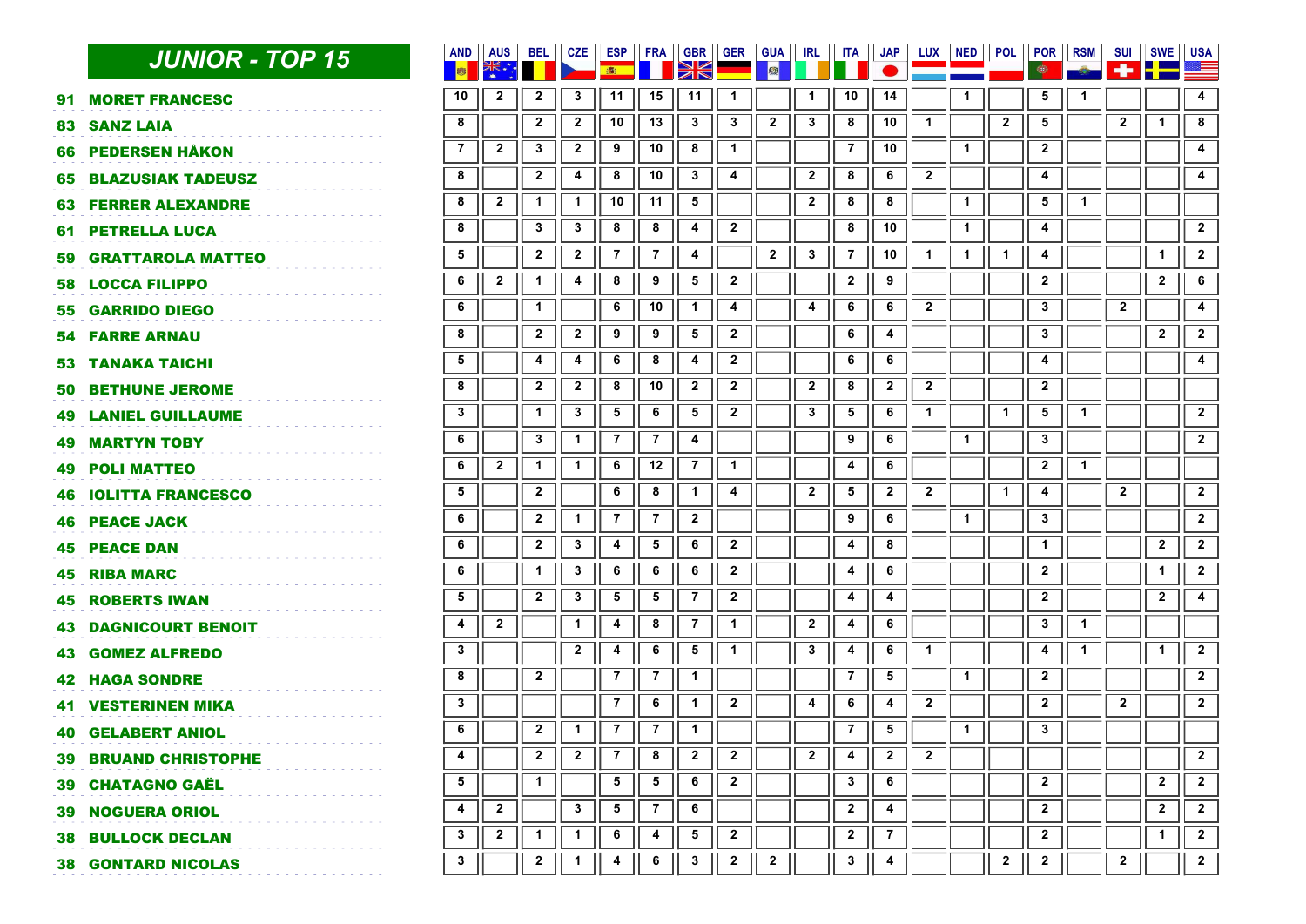## JUNIOR - TOP 15

| Points | Name | AND | AUS | BEL | CZE | ESP | FRA | GBR | GER | GUA | IRL | ITA | JAP | LUX | NED | POL | POR | RSM | SUI | SWE | USA |
|---|---|---|---|---|---|---|---|---|---|---|---|---|---|---|---|---|---|---|---|---|---|
| 91 | MORET FRANCESC | 10 | 2 | 2 | 3 | 11 | 15 | 11 | 1 | | 1 | 10 | 14 | | 1 | | 5 | 1 | | | 4 |
| 83 | SANZ LAIA | 8 | | 2 | 2 | 10 | 13 | 3 | 3 | 2 | 3 | 8 | 10 | 1 | | 2 | 5 | | 2 | 1 | 8 |
| 66 | PEDERSEN HÅKON | 7 | 2 | 3 | 2 | 9 | 10 | 8 | 1 | | | 7 | 10 | | 1 | | 2 | | | | 4 |
| 65 | BLAZUSIAK TADEUSZ | 8 | | 2 | 4 | 8 | 10 | 3 | 4 | | 2 | 8 | 6 | 2 | | | 4 | | | | 4 |
| 63 | FERRER ALEXANDRE | 8 | 2 | 1 | 1 | 10 | 11 | 5 | | | 2 | 8 | 8 | | 1 | | 5 | 1 | | | |
| 61 | PETRELLA LUCA | 8 | | 3 | 3 | 8 | 8 | 4 | 2 | | | 8 | 10 | | 1 | | 4 | | | | 2 |
| 59 | GRATTAROLA MATTEO | 5 | | 2 | 2 | 7 | 7 | 4 | | 2 | 3 | 7 | 10 | 1 | 1 | 1 | 4 | | | 1 | 2 |
| 58 | LOCCA FILIPPO | 6 | 2 | 1 | 4 | 8 | 9 | 5 | 2 | | | 2 | 9 | | | | 2 | | | 2 | 6 |
| 55 | GARRIDO DIEGO | 6 | | 1 | | 6 | 10 | 1 | 4 | | 4 | 6 | 6 | 2 | | | 3 | | 2 | | 4 |
| 54 | FARRE ARNAU | 8 | | 2 | 2 | 9 | 9 | 5 | 2 | | | 6 | 4 | | | | 3 | | | 2 | 2 |
| 53 | TANAKA TAICHI | 5 | | 4 | 4 | 6 | 8 | 4 | 2 | | | 6 | 6 | | | | 4 | | | | 4 |
| 50 | BETHUNE JEROME | 8 | | 2 | 2 | 8 | 10 | 2 | 2 | | 2 | 8 | 2 | 2 | | | 2 | | | | |
| 49 | LANIEL GUILLAUME | 3 | | 1 | 3 | 5 | 6 | 5 | 2 | | 3 | 5 | 6 | 1 | | 1 | 5 | 1 | | | 2 |
| 49 | MARTYN TOBY | 6 | | 3 | 1 | 7 | 7 | 4 | | | | 9 | 6 | | 1 | | 3 | | | | 2 |
| 49 | POLI MATTEO | 6 | 2 | 1 | 1 | 6 | 12 | 7 | 1 | | | 4 | 6 | | | | 2 | 1 | | | |
| 46 | IOLITTA FRANCESCO | 5 | | 2 | | 6 | 8 | 1 | 4 | | 2 | 5 | 2 | 2 | | 1 | 4 | | 2 | | 2 |
| 46 | PEACE JACK | 6 | | 2 | 1 | 7 | 7 | 2 | | | | 9 | 6 | | 1 | | 3 | | | | 2 |
| 45 | PEACE DAN | 6 | | 2 | 3 | 4 | 5 | 6 | 2 | | | 4 | 8 | | | | 1 | | | 2 | 2 |
| 45 | RIBA MARC | 6 | | 1 | 3 | 6 | 6 | 6 | 2 | | | 4 | 6 | | | | 2 | | | 1 | 2 |
| 45 | ROBERTS IWAN | 5 | | 2 | 3 | 5 | 5 | 7 | 2 | | | 4 | 4 | | | | 2 | | | 2 | 4 |
| 43 | DAGNICOURT BENOIT | 4 | 2 | | 1 | 4 | 8 | 7 | 1 | | 2 | 4 | 6 | | | | 3 | 1 | | | |
| 43 | GOMEZ ALFREDO | 3 | | | 2 | 4 | 6 | 5 | 1 | | 3 | 4 | 6 | 1 | | | 4 | 1 | | 1 | 2 |
| 42 | HAGA SONDRE | 8 | | 2 | | 7 | 7 | 1 | | | | 7 | 5 | | 1 | | 2 | | | | 2 |
| 41 | VESTERINEN MIKA | 3 | | | | 7 | 6 | 1 | 2 | | 4 | 6 | 4 | 2 | | | 2 | | 2 | | 2 |
| 40 | GELABERT ANIOL | 6 | | 2 | 1 | 7 | 7 | 1 | | | | 7 | 5 | | 1 | | 3 | | | | |
| 39 | BRUAND CHRISTOPHE | 4 | | 2 | 2 | 7 | 8 | 2 | 2 | | 2 | 4 | 2 | 2 | | | | | | | 2 |
| 39 | CHATAGNO GAËL | 5 | | 1 | | 5 | 5 | 6 | 2 | | | 3 | 6 | | | | 2 | | | 2 | 2 |
| 39 | NOGUERA ORIOL | 4 | 2 | | 3 | 5 | 7 | 6 | | | | 2 | 4 | | | | 2 | | | 2 | 2 |
| 38 | BULLOCK DECLAN | 3 | 2 | 1 | 1 | 6 | 4 | 5 | 2 | | | 2 | 7 | | | | 2 | | | 1 | 2 |
| 38 | GONTARD NICOLAS | 3 | | 2 | 1 | 4 | 6 | 3 | 2 | 2 | | 3 | 4 | | | 2 | 2 | | 2 | | 2 |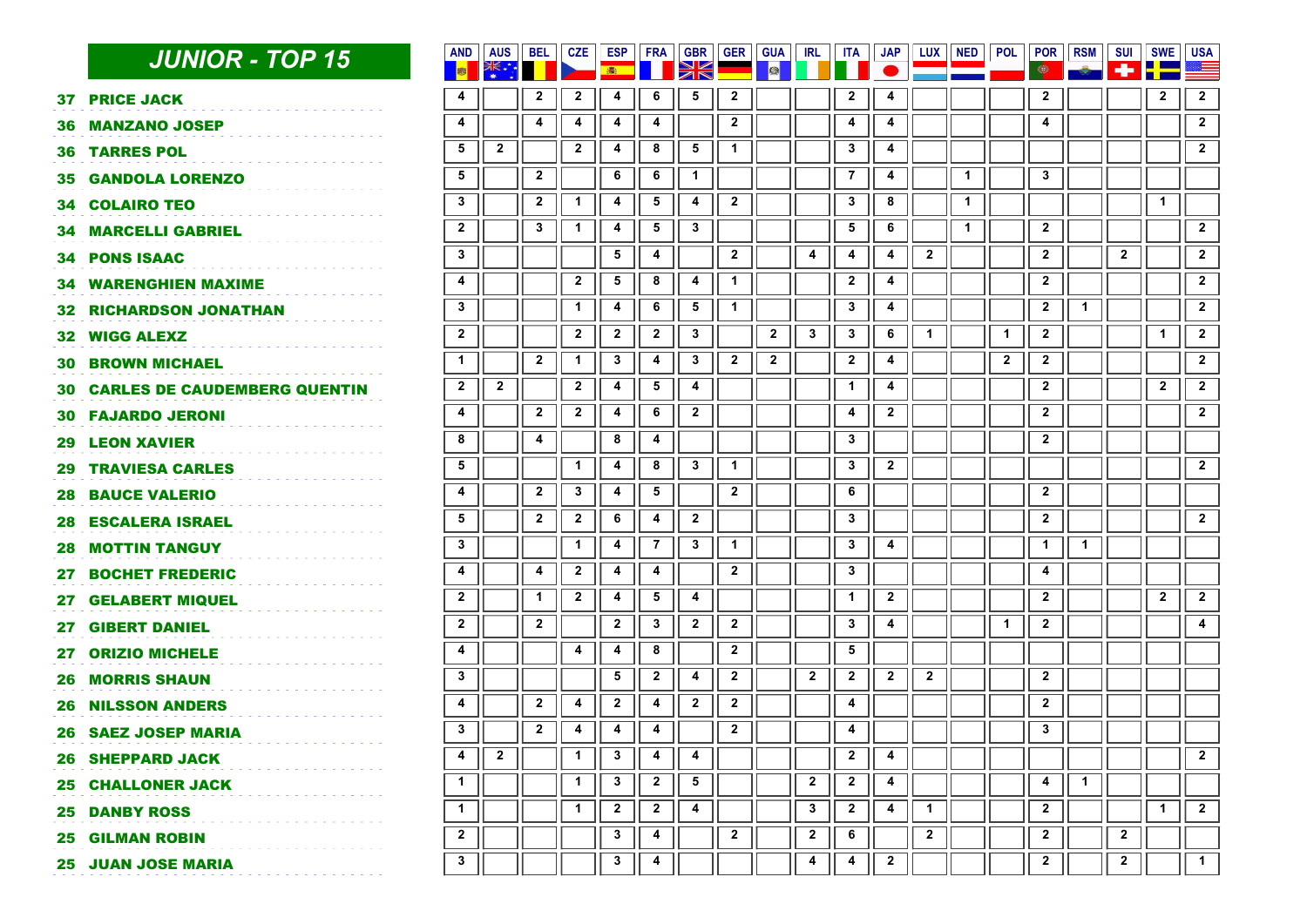## JUNIOR - TOP 15

| | Name | AND | AUS | BEL | CZE | ESP | FRA | GBR | GER | GUA | IRL | ITA | JAP | LUX | NED | POL | POR | RSM | SUI | SWE | USA |
|---|---|---|---|---|---|---|---|---|---|---|---|---|---|---|---|---|---|---|---|---|---|
| 37 | PRICE JACK | 4 | | 2 | 2 | 4 | 6 | 5 | 2 | | | 2 | 4 | | | | 2 | | | 2 | 2 |
| 36 | MANZANO JOSEP | 4 | | 4 | 4 | 4 | 4 | | 2 | | | 4 | 4 | | | | 4 | | | | 2 |
| 36 | TARRES POL | 5 | 2 | | 2 | 4 | 8 | 5 | 1 | | | 3 | 4 | | | | | | | | 2 |
| 35 | GANDOLA LORENZO | 5 | | 2 | | 6 | 6 | 1 | | | | 7 | 4 | | 1 | | 3 | | | | |
| 34 | COLAIRO TEO | 3 | | 2 | 1 | 4 | 5 | 4 | 2 | | | 3 | 8 | | 1 | | | | | 1 | |
| 34 | MARCELLI GABRIEL | 2 | | 3 | 1 | 4 | 5 | 3 | | | | 5 | 6 | | 1 | | 2 | | | | 2 |
| 34 | PONS ISAAC | 3 | | | | 5 | 4 | | 2 | | 4 | 4 | 4 | 2 | | | 2 | | 2 | | 2 |
| 34 | WARENGHIEN MAXIME | 4 | | | 2 | 5 | 8 | 4 | 1 | | | 2 | 4 | | | | 2 | | | | 2 |
| 32 | RICHARDSON JONATHAN | 3 | | | 1 | 4 | 6 | 5 | 1 | | | 3 | 4 | | | | 2 | 1 | | | 2 |
| 32 | WIGG ALEXZ | 2 | | | 2 | 2 | 2 | 3 | | 2 | 3 | 3 | 6 | 1 | | 1 | 2 | | | 1 | 2 |
| 30 | BROWN MICHAEL | 1 | | 2 | 1 | 3 | 4 | 3 | 2 | 2 | | 2 | 4 | | | 2 | 2 | | | | 2 |
| 30 | CARLES DE CAUDEMBERG QUENTIN | 2 | 2 | | 2 | 4 | 5 | 4 | | | | 1 | 4 | | | | 2 | | | 2 | 2 |
| 30 | FAJARDO JERONI | 4 | | 2 | 2 | 4 | 6 | 2 | | | | 4 | 2 | | | | 2 | | | | 2 |
| 29 | LEON XAVIER | 8 | | 4 | | 8 | 4 | | | | | 3 | | | | | 2 | | | | |
| 29 | TRAVIESA CARLES | 5 | | | 1 | 4 | 8 | 3 | 1 | | | 3 | 2 | | | | | | | | 2 |
| 28 | BAUCE VALERIO | 4 | | 2 | 3 | 4 | 5 | | 2 | | | 6 | | | | | 2 | | | | |
| 28 | ESCALERA ISRAEL | 5 | | 2 | 2 | 6 | 4 | 2 | | | | 3 | | | | | 2 | | | | 2 |
| 28 | MOTTIN TANGUY | 3 | | | 1 | 4 | 7 | 3 | 1 | | | 3 | 4 | | | | 1 | 1 | | | |
| 27 | BOCHET FREDERIC | 4 | | 4 | 2 | 4 | 4 | | 2 | | | 3 | | | | | 4 | | | | |
| 27 | GELABERT MIQUEL | 2 | | 1 | 2 | 4 | 5 | 4 | | | | 1 | 2 | | | | 2 | | | 2 | 2 |
| 27 | GIBERT DANIEL | 2 | | 2 | | 2 | 3 | 2 | 2 | | | 3 | 4 | | | 1 | 2 | | | | 4 |
| 27 | ORIZIO MICHELE | 4 | | | 4 | 4 | 8 | | 2 | | | 5 | | | | | | | | | |
| 26 | MORRIS SHAUN | 3 | | | | 5 | 2 | 4 | 2 | | 2 | 2 | 2 | 2 | | | 2 | | | | |
| 26 | NILSSON ANDERS | 4 | | 2 | 4 | 2 | 4 | 2 | 2 | | | 4 | | | | | 2 | | | | |
| 26 | SAEZ JOSEP MARIA | 3 | | 2 | 4 | 4 | 4 | | 2 | | | 4 | | | | | 3 | | | | |
| 26 | SHEPPARD JACK | 4 | 2 | | 1 | 3 | 4 | 4 | | | | 2 | 4 | | | | | | | | 2 |
| 25 | CHALLONER JACK | 1 | | | 1 | 3 | 2 | 5 | | | 2 | 2 | 4 | | | | 4 | 1 | | | |
| 25 | DANBY ROSS | 1 | | | 1 | 2 | 2 | 4 | | | 3 | 2 | 4 | 1 | | | 2 | | | 1 | 2 |
| 25 | GILMAN ROBIN | 2 | | | | 3 | 4 | | 2 | | 2 | 6 | | 2 | | | 2 | | 2 | | |
| 25 | JUAN JOSE MARIA | 3 | | | | 3 | 4 | | | | 4 | 4 | 2 | | | | 2 | | 2 | | 1 |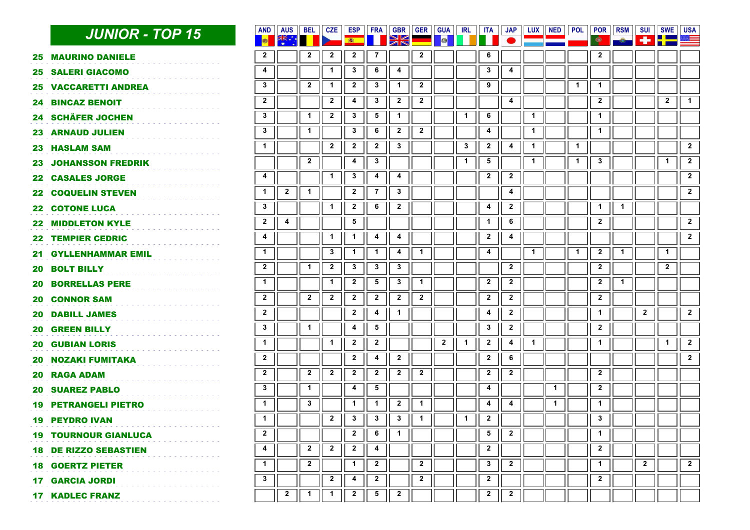# JUNIOR - TOP 15

| Pts | Name | AND | AUS | BEL | CZE | ESP | FRA | GBR | GER | GUA | IRL | ITA | JAP | LUX | NED | POL | POR | RSM | SUI | SWE | USA |
|---|---|---|---|---|---|---|---|---|---|---|---|---|---|---|---|---|---|---|---|---|---|
| 25 | MAURINO DANIELE | 2 | | 2 | 2 | 2 | 7 | | 2 | | | 6 | | | | | 2 | | | | |
| 25 | SALERI GIACOMO | 4 | | | 1 | 3 | 6 | 4 | | | | 3 | 4 | | | | | | | | |
| 25 | VACCARETTI ANDREA | 3 | | 2 | 1 | 2 | 3 | 1 | 2 | | | 9 | | | | 1 | 1 | | | | |
| 24 | BINCAZ BENOIT | 2 | | | 2 | 4 | 3 | 2 | 2 | | | | 4 | | | | 2 | | | 2 | 1 |
| 24 | SCHÄFER JOCHEN | 3 | | 1 | 2 | 3 | 5 | 1 | | | 1 | 6 | | 1 | | | 1 | | | | |
| 23 | ARNAUD JULIEN | 3 | | 1 | | 3 | 6 | 2 | 2 | | | 4 | | 1 | | | 1 | | | | |
| 23 | HASLAM SAM | 1 | | | 2 | 2 | 2 | 3 | | | 3 | 2 | 4 | 1 | | 1 | | | | | 2 |
| 23 | JOHANSSON FREDRIK | | | 2 | | 4 | 3 | | | | 1 | 5 | | 1 | | 1 | 3 | | | 1 | 2 |
| 22 | CASALES JORGE | 4 | | | 1 | 3 | 4 | 4 | | | | 2 | 2 | | | | | | | | 2 |
| 22 | COQUELIN STEVEN | 1 | 2 | 1 | | 2 | 7 | 3 | | | | | 4 | | | | | | | | 2 |
| 22 | COTONE LUCA | 3 | | | 1 | 2 | 6 | 2 | | | | 4 | 2 | | | | 1 | 1 | | | |
| 22 | MIDDLETON KYLE | 2 | 4 | | | 5 | | | | | | 1 | 6 | | | | 2 | | | | 2 |
| 22 | TEMPIER CEDRIC | 4 | | | 1 | 1 | 4 | 4 | | | | 2 | 4 | | | | | | | | 2 |
| 21 | GYLLENHAMMAR EMIL | 1 | | | 3 | 1 | 1 | 4 | 1 | | | 4 | | 1 | | 1 | 2 | 1 | | 1 | |
| 20 | BOLT BILLY | 2 | | 1 | 2 | 3 | 3 | 3 | | | | | 2 | | | | 2 | | | 2 | |
| 20 | BORRELLAS PERE | 1 | | | 1 | 2 | 5 | 3 | 1 | | | 2 | 2 | | | | 2 | 1 | | | |
| 20 | CONNOR SAM | 2 | | 2 | 2 | 2 | 2 | 2 | 2 | | | 2 | 2 | | | | 2 | | | | |
| 20 | DABILL JAMES | 2 | | | | 2 | 4 | 1 | | | | 4 | 2 | | | | 1 | | 2 | | 2 |
| 20 | GREEN BILLY | 3 | | 1 | | 4 | 5 | | | | | 3 | 2 | | | | 2 | | | | |
| 20 | GUBIAN LORIS | 1 | | | 1 | 2 | 2 | | | 2 | 1 | 2 | 4 | 1 | | | 1 | | | 1 | 2 |
| 20 | NOZAKI FUMITAKA | 2 | | | | 2 | 4 | 2 | | | | 2 | 6 | | | | | | | | 2 |
| 20 | RAGA ADAM | 2 | | 2 | 2 | 2 | 2 | 2 | 2 | | | 2 | 2 | | | | 2 | | | | |
| 20 | SUAREZ PABLO | 3 | | 1 | | 4 | 5 | | | | | 4 | | | 1 | | 2 | | | | |
| 19 | PETRANGELI PIETRO | 1 | | 3 | | 1 | 1 | 2 | 1 | | | 4 | 4 | | 1 | | 1 | | | | |
| 19 | PEYDRO IVAN | 1 | | | 2 | 3 | 3 | 3 | 1 | | 1 | 2 | | | | | 3 | | | | |
| 19 | TOURNOUR GIANLUCA | 2 | | | | 2 | 6 | 1 | | | | 5 | 2 | | | | 1 | | | | |
| 18 | DE RIZZO SEBASTIEN | 4 | | 2 | 2 | 2 | 4 | | | | | 2 | | | | | 2 | | | | |
| 18 | GOERTZ PIETER | 1 | | 2 | | 1 | 2 | | 2 | | | 3 | 2 | | | | 1 | | 2 | | 2 |
| 17 | GARCIA JORDI | 3 | | | 2 | 4 | 2 | | 2 | | | 2 | | | | | 2 | | | | |
| 17 | KADLEC FRANZ | | 2 | 1 | 1 | 2 | 5 | 2 | | | | 2 | 2 | | | | | | | | |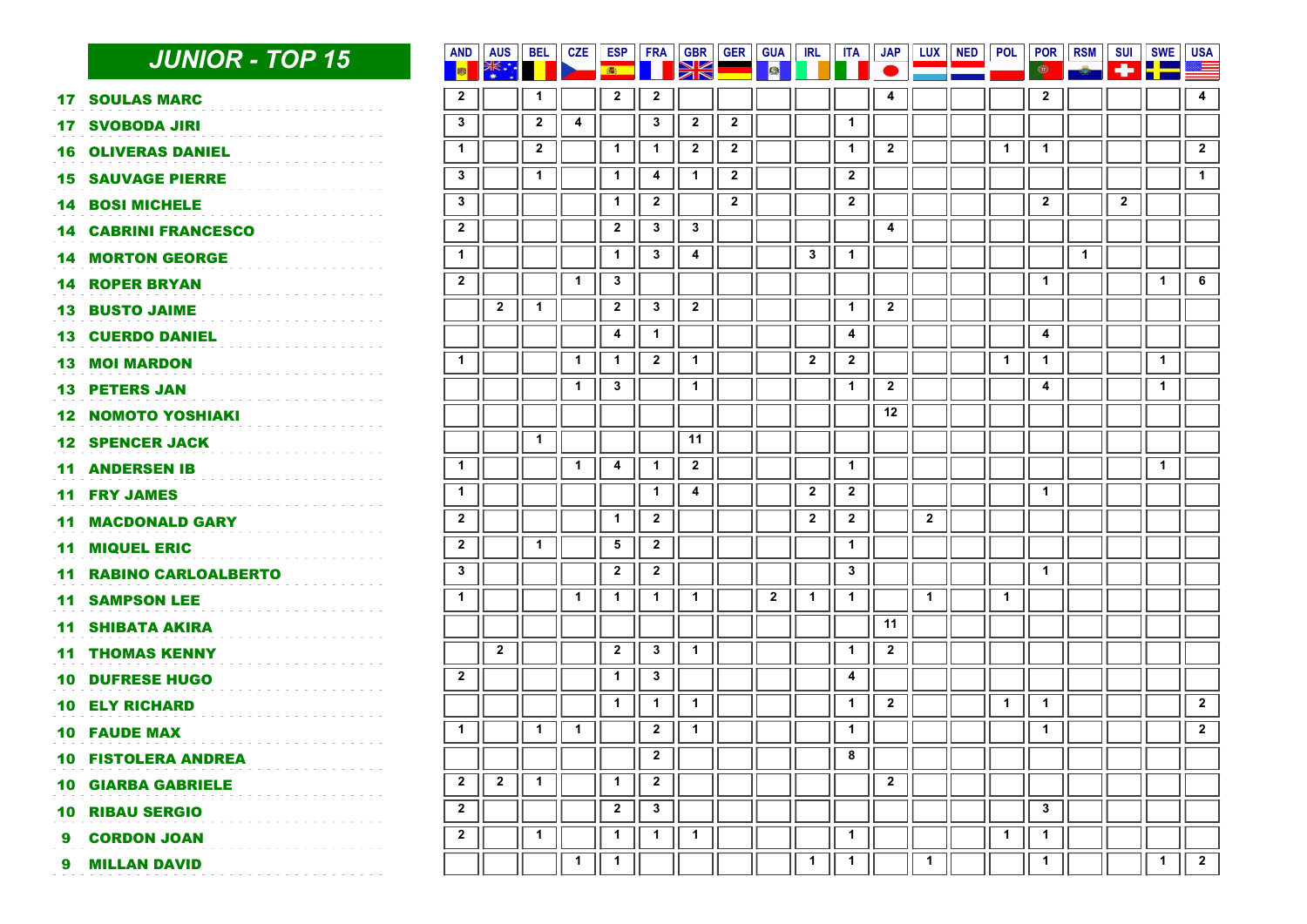## JUNIOR - TOP 15

| Total | Name | AND | AUS | BEL | CZE | ESP | FRA | GBR | GER | GUA | IRL | ITA | JAP | LUX | NED | POL | POR | RSM | SUI | SWE | USA |
|---|---|---|---|---|---|---|---|---|---|---|---|---|---|---|---|---|---|---|---|---|---|
| 17 | SOULAS MARC | 2 | | 1 | | 2 | 2 | | | | | | 4 | | | | 2 | | | | 4 |
| 17 | SVOBODA JIRI | 3 | | 2 | 4 | | 3 | 2 | 2 | | | 1 | | | | | | | | | |
| 16 | OLIVERAS DANIEL | 1 | | 2 | | 1 | 1 | 2 | 2 | | | 1 | 2 | | | 1 | 1 | | | | 2 |
| 15 | SAUVAGE PIERRE | 3 | | 1 | | 1 | 4 | 1 | 2 | | | 2 | | | | | | | | | 1 |
| 14 | BOSI MICHELE | 3 | | | | 1 | 2 | | 2 | | | 2 | | | | | 2 | | 2 | | |
| 14 | CABRINI FRANCESCO | 2 | | | | 2 | 3 | 3 | | | | | 4 | | | | | | | | |
| 14 | MORTON GEORGE | 1 | | | | 1 | 3 | 4 | | | 3 | 1 | | | | | | 1 | | | |
| 14 | ROPER BRYAN | 2 | | | 1 | 3 | | | | | | | | | | | 1 | | | 1 | 6 |
| 13 | BUSTO JAIME | | 2 | 1 | | 2 | 3 | 2 | | | | 1 | 2 | | | | | | | | |
| 13 | CUERDO DANIEL | | | | | 4 | 1 | | | | | 4 | | | | | 4 | | | | |
| 13 | MOI MARDON | 1 | | | 1 | 1 | 2 | 1 | | | 2 | 2 | | | | 1 | 1 | | | 1 | |
| 13 | PETERS JAN | | | | 1 | 3 | | 1 | | | | 1 | 2 | | | | 4 | | | 1 | |
| 12 | NOMOTO YOSHIAKI | | | | | | | | | | | | 12 | | | | | | | | |
| 12 | SPENCER JACK | | | 1 | | | | 11 | | | | | | | | | | | | | |
| 11 | ANDERSEN IB | 1 | | | 1 | 4 | 1 | 2 | | | | 1 | | | | | | | | 1 | |
| 11 | FRY JAMES | 1 | | | | | 1 | 4 | | | 2 | 2 | | | | | 1 | | | | |
| 11 | MACDONALD GARY | 2 | | | | 1 | 2 | | | | 2 | 2 | | 2 | | | | | | | |
| 11 | MIQUEL ERIC | 2 | | 1 | | 5 | 2 | | | | | 1 | | | | | | | | | |
| 11 | RABINO CARLOALBERTO | 3 | | | | 2 | 2 | | | | | 3 | | | | | 1 | | | | |
| 11 | SAMPSON LEE | 1 | | | 1 | 1 | 1 | 1 | | 2 | 1 | 1 | | 1 | | 1 | | | | | |
| 11 | SHIBATA AKIRA | | | | | | | | | | | | 11 | | | | | | | | |
| 11 | THOMAS KENNY | | 2 | | | 2 | 3 | 1 | | | | 1 | 2 | | | | | | | | |
| 10 | DUFRESE HUGO | 2 | | | | 1 | 3 | | | | | 4 | | | | | | | | | |
| 10 | ELY RICHARD | | | | | 1 | 1 | 1 | | | | 1 | 2 | | | 1 | 1 | | | | 2 |
| 10 | FAUDE MAX | 1 | | 1 | 1 | | 2 | 1 | | | | 1 | | | | | 1 | | | | 2 |
| 10 | FISTOLERA ANDREA | | | | | | 2 | | | | | 8 | | | | | | | | | |
| 10 | GIARBA GABRIELE | 2 | 2 | 1 | | 1 | 2 | | | | | | 2 | | | | | | | | |
| 10 | RIBAU SERGIO | 2 | | | | 2 | 3 | | | | | | | | | | 3 | | | | |
| 9 | CORDON JOAN | 2 | | 1 | | 1 | 1 | 1 | | | | 1 | | | | 1 | 1 | | | | |
| 9 | MILLAN DAVID | | | | 1 | 1 | | | | | 1 | 1 | | 1 | | | 1 | | | 1 | 2 |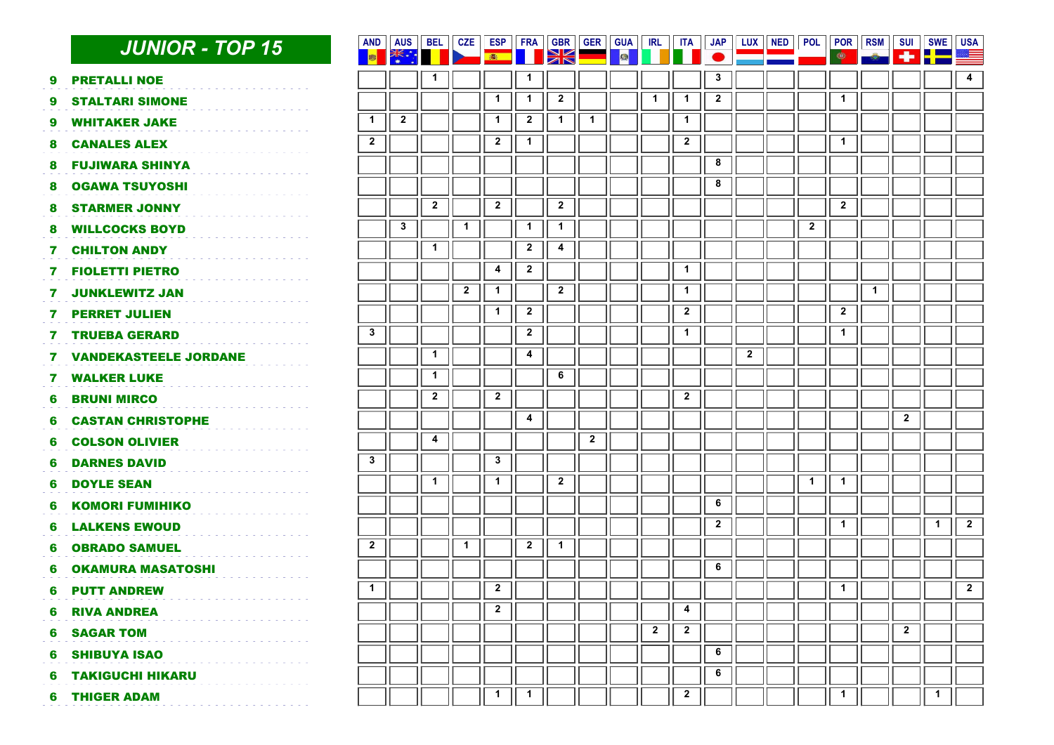## JUNIOR - TOP 15

| | | AND | AUS | BEL | CZE | ESP | FRA | GBR | GER | GUA | IRL | ITA | JAP | LUX | NED | POL | POR | RSM | SUI | SWE | USA |
|---|---|---|---|---|---|---|---|---|---|---|---|---|---|---|---|---|---|---|---|---|---|
| 9 | PRETALLI NOE | | | 1 | | | 1 | | | | | | 3 | | | | | | | | 4 |
| 9 | STALTARI SIMONE | | | | | 1 | 1 | 2 | | | 1 | 1 | 2 | | | | 1 | | | | |
| 9 | WHITAKER JAKE | 1 | 2 | | | 1 | 2 | 1 | 1 | | | 1 | | | | | | | | | |
| 8 | CANALES ALEX | 2 | | | | 2 | 1 | | | | | 2 | | | | | 1 | | | | |
| 8 | FUJIWARA SHINYA | | | | | | | | | | | | 8 | | | | | | | | |
| 8 | OGAWA TSUYOSHI | | | | | | | | | | | | 8 | | | | | | | | |
| 8 | STARMER JONNY | | | 2 | | 2 | | 2 | | | | | | | | | 2 | | | | |
| 8 | WILLCOCKS BOYD | | 3 | | 1 | | 1 | 1 | | | | | | | | 2 | | | | | |
| 7 | CHILTON ANDY | | | 1 | | | 2 | 4 | | | | | | | | | | | | | |
| 7 | FIOLETTI PIETRO | | | | | 4 | 2 | | | | | 1 | | | | | | | | | |
| 7 | JUNKLEWITZ JAN | | | | 2 | 1 | | 2 | | | | 1 | | | | | | 1 | | | |
| 7 | PERRET JULIEN | | | | | 1 | 2 | | | | | 2 | | | | | 2 | | | | |
| 7 | TRUEBA GERARD | 3 | | | | | 2 | | | | | 1 | | | | | 1 | | | | |
| 7 | VANDEKASTEELE JORDANE | | | 1 | | | 4 | | | | | | | 2 | | | | | | | |
| 7 | WALKER LUKE | | | 1 | | | | 6 | | | | | | | | | | | | | |
| 6 | BRUNI MIRCO | | | 2 | | 2 | | | | | | 2 | | | | | | | | | |
| 6 | CASTAN CHRISTOPHE | | | | | | 4 | | | | | | | | | | | | 2 | | |
| 6 | COLSON OLIVIER | | | 4 | | | | | 2 | | | | | | | | | | | | |
| 6 | DARNES DAVID | 3 | | | | 3 | | | | | | | | | | | | | | | |
| 6 | DOYLE SEAN | | | 1 | | 1 | | 2 | | | | | | | | 1 | 1 | | | | |
| 6 | KOMORI FUMIHIKO | | | | | | | | | | | | 6 | | | | | | | | |
| 6 | LALKENS EWOUD | | | | | | | | | | | | 2 | | | | 1 | | | 1 | 2 |
| 6 | OBRADO SAMUEL | 2 | | | 1 | | 2 | 1 | | | | | | | | | | | | | |
| 6 | OKAMURA MASATOSHI | | | | | | | | | | | | 6 | | | | | | | | |
| 6 | PUTT ANDREW | 1 | | | | 2 | | | | | | | | | | | 1 | | | | 2 |
| 6 | RIVA ANDREA | | | | | 2 | | | | | | 4 | | | | | | | | | |
| 6 | SAGAR TOM | | | | | | | | | | 2 | 2 | | | | | | | 2 | | |
| 6 | SHIBUYA ISAO | | | | | | | | | | | | 6 | | | | | | | | |
| 6 | TAKIGUCHI HIKARU | | | | | | | | | | | | 6 | | | | | | | | |
| 6 | THIGER ADAM | | | | | 1 | 1 | | | | | 2 | | | | | 1 | | | 1 | |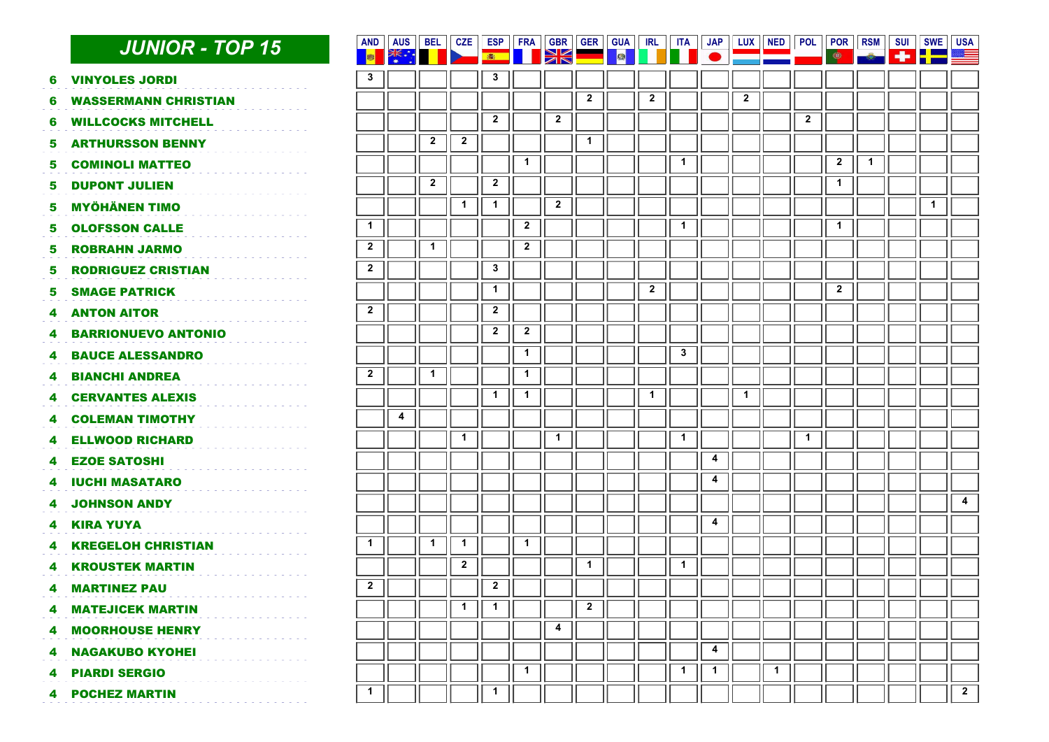## JUNIOR - TOP 15

| | | AND | AUS | BEL | CZE | ESP | FRA | GBR | GER | GUA | IRL | ITA | JAP | LUX | NED | POL | POR | RSM | SUI | SWE | USA |
|---|---|---|---|---|---|---|---|---|---|---|---|---|---|---|---|---|---|---|---|---|---|
| 6 | VINYOLES JORDI | 3 | | | | 3 | | | | | | | | | | | | | | | |
| 6 | WASSERMANN CHRISTIAN | | | | | | | | 2 | | 2 | | | 2 | | | | | | | |
| 6 | WILLCOCKS MITCHELL | | | | | 2 | | 2 | | | | | | | | 2 | | | | | |
| 5 | ARTHURSSON BENNY | | | 2 | 2 | | | | 1 | | | | | | | | | | | | |
| 5 | COMINOLI MATTEO | | | | | | 1 | | | | | 1 | | | | | 2 | 1 | | | |
| 5 | DUPONT JULIEN | | | 2 | | 2 | | | | | | | | | | | 1 | | | | |
| 5 | MYÖHÄNEN TIMO | | | | 1 | 1 | | 2 | | | | | | | | | | | | 1 | |
| 5 | OLOFSSON CALLE | 1 | | | | | 2 | | | | | 1 | | | | | 1 | | | | |
| 5 | ROBRAHN JARMO | 2 | | 1 | | | 2 | | | | | | | | | | | | | | |
| 5 | RODRIGUEZ CRISTIAN | 2 | | | | 3 | | | | | | | | | | | | | | | |
| 5 | SMAGE PATRICK | | | | | 1 | | | | | 2 | | | | | | 2 | | | | |
| 4 | ANTON AITOR | 2 | | | | 2 | | | | | | | | | | | | | | | |
| 4 | BARRIONUEVO ANTONIO | | | | | 2 | 2 | | | | | | | | | | | | | | |
| 4 | BAUCE ALESSANDRO | | | | | | 1 | | | | | 3 | | | | | | | | | |
| 4 | BIANCHI ANDREA | 2 | | 1 | | | 1 | | | | | | | | | | | | | | |
| 4 | CERVANTES ALEXIS | | | | | 1 | 1 | | | | 1 | | | 1 | | | | | | | |
| 4 | COLEMAN TIMOTHY | | 4 | | | | | | | | | | | | | | | | | | |
| 4 | ELLWOOD RICHARD | | | | 1 | | | 1 | | | | 1 | | | | 1 | | | | | |
| 4 | EZOE SATOSHI | | | | | | | | | | | | 4 | | | | | | | | |
| 4 | IUCHI MASATARO | | | | | | | | | | | | 4 | | | | | | | | |
| 4 | JOHNSON ANDY | | | | | | | | | | | | | | | | | | | | 4 |
| 4 | KIRA YUYA | | | | | | | | | | | | 4 | | | | | | | | |
| 4 | KREGELOH CHRISTIAN | 1 | | 1 | 1 | | 1 | | | | | | | | | | | | | | |
| 4 | KROUSTEK MARTIN | | | | 2 | | | | 1 | | | 1 | | | | | | | | | |
| 4 | MARTINEZ PAU | 2 | | | | 2 | | | | | | | | | | | | | | | |
| 4 | MATEJICEK MARTIN | | | | 1 | 1 | | | 2 | | | | | | | | | | | | |
| 4 | MOORHOUSE HENRY | | | | | | | 4 | | | | | | | | | | | | | |
| 4 | NAGAKUBO KYOHEI | | | | | | | | | | | | 4 | | | | | | | | |
| 4 | PIARDI SERGIO | | | | | | 1 | | | | | 1 | 1 | | 1 | | | | | | |
| 4 | POCHEZ MARTIN | 1 | | | | 1 | | | | | | | | | | | | | | | 2 |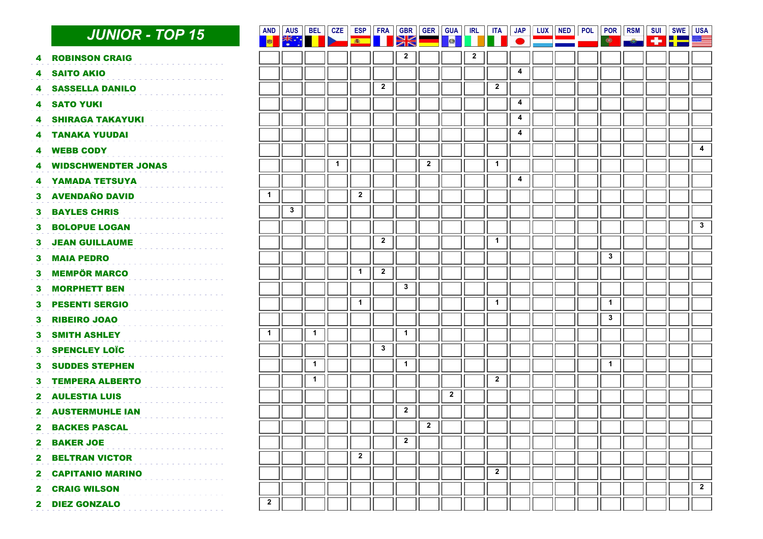## JUNIOR - TOP 15

| | | AND | AUS | BEL | CZE | ESP | FRA | GBR | GER | GUA | IRL | ITA | JAP | LUX | NED | POL | POR | RSM | SUI | SWE | USA |
|---|---|---|---|---|---|---|---|---|---|---|---|---|---|---|---|---|---|---|---|---|---|
| 4 | ROBINSON CRAIG | | | | | | | 2 | | | 2 | | | | | | | | | | |
| 4 | SAITO AKIO | | | | | | | | | | | | 4 | | | | | | | | |
| 4 | SASSELLA DANILO | | | | | | 2 | | | | | 2 | | | | | | | | | |
| 4 | SATO YUKI | | | | | | | | | | | | 4 | | | | | | | | |
| 4 | SHIRAGA TAKAYUKI | | | | | | | | | | | | 4 | | | | | | | | |
| 4 | TANAKA YUUDAI | | | | | | | | | | | | 4 | | | | | | | | |
| 4 | WEBB CODY | | | | | | | | | | | | | | | | | | | | 4 |
| 4 | WIDSCHWENDTER JONAS | | | | 1 | | | | 2 | | | 1 | | | | | | | | | |
| 4 | YAMADA TETSUYA | | | | | | | | | | | | 4 | | | | | | | | |
| 3 | AVENDAÑO DAVID | 1 | | | | 2 | | | | | | | | | | | | | | | |
| 3 | BAYLES CHRIS | | 3 | | | | | | | | | | | | | | | | | | |
| 3 | BOLOPUE LOGAN | | | | | | | | | | | | | | | | | | | | 3 |
| 3 | JEAN GUILLAUME | | | | | | 2 | | | | | 1 | | | | | | | | | |
| 3 | MAIA PEDRO | | | | | | | | | | | | | | | | 3 | | | | |
| 3 | MEMPÖR MARCO | | | | | 1 | 2 | | | | | | | | | | | | | | |
| 3 | MORPHETT BEN | | | | | | | 3 | | | | | | | | | | | | | |
| 3 | PESENTI SERGIO | | | | | 1 | | | | | | 1 | | | | | 1 | | | | |
| 3 | RIBEIRO JOAO | | | | | | | | | | | | | | | | 3 | | | | |
| 3 | SMITH ASHLEY | 1 | | 1 | | | | 1 | | | | | | | | | | | | | |
| 3 | SPENCLEY LOÏC | | | | | | 3 | | | | | | | | | | | | | | |
| 3 | SUDDES STEPHEN | | | 1 | | | | 1 | | | | | | | | | 1 | | | | |
| 3 | TEMPERA ALBERTO | | | 1 | | | | | | | | 2 | | | | | | | | | |
| 2 | AULESTIA LUIS | | | | | | | | | 2 | | | | | | | | | | | |
| 2 | AUSTERMUHLE IAN | | | | | | | 2 | | | | | | | | | | | | | |
| 2 | BACKES PASCAL | | | | | | | | 2 | | | | | | | | | | | | |
| 2 | BAKER JOE | | | | | | | 2 | | | | | | | | | | | | | |
| 2 | BELTRAN VICTOR | | | | | 2 | | | | | | | | | | | | | | | |
| 2 | CAPITANIO MARINO | | | | | | | | | | | 2 | | | | | | | | | |
| 2 | CRAIG WILSON | | | | | | | | | | | | | | | | | | | | 2 |
| 2 | DIEZ GONZALO | 2 | | | | | | | | | | | | | | | | | | | |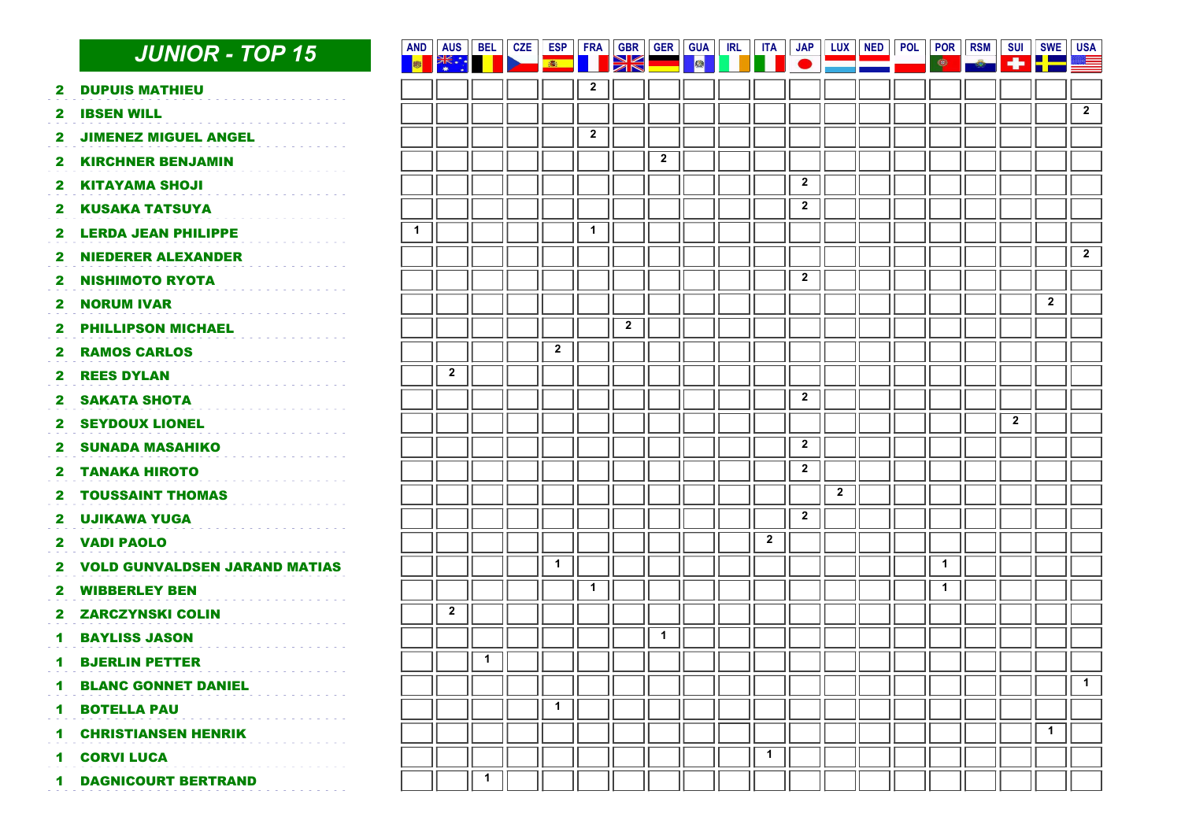# JUNIOR - TOP 15

| # | Name | AND | AUS | BEL | CZE | ESP | FRA | GBR | GER | GUA | IRL | ITA | JAP | LUX | NED | POL | POR | RSM | SUI | SWE | USA |
|---|---|---|---|---|---|---|---|---|---|---|---|---|---|---|---|---|---|---|---|---|---|
| 2 | DUPUIS MATHIEU | | | | | | 2 | | | | | | | | | | | | | | |
| 2 | IBSEN WILL | | | | | | | | | | | | | | | | | | | | 2 |
| 2 | JIMENEZ MIGUEL ANGEL | | | | | | 2 | | | | | | | | | | | | | | |
| 2 | KIRCHNER BENJAMIN | | | | | | | | 2 | | | | | | | | | | | | |
| 2 | KITAYAMA SHOJI | | | | | | | | | | | | 2 | | | | | | | | |
| 2 | KUSAKA TATSUYA | | | | | | | | | | | | 2 | | | | | | | | |
| 2 | LERDA JEAN PHILIPPE | 1 | | | | | 1 | | | | | | | | | | | | | | |
| 2 | NIEDERER ALEXANDER | | | | | | | | | | | | | | | | | | | | 2 |
| 2 | NISHIMOTO RYOTA | | | | | | | | | | | | 2 | | | | | | | | |
| 2 | NORUM IVAR | | | | | | | | | | | | | | | | | | | 2 | |
| 2 | PHILLIPSON MICHAEL | | | | | | | 2 | | | | | | | | | | | | | |
| 2 | RAMOS CARLOS | | | | | 2 | | | | | | | | | | | | | | | |
| 2 | REES DYLAN | | 2 | | | | | | | | | | | | | | | | | | |
| 2 | SAKATA SHOTA | | | | | | | | | | | | 2 | | | | | | | | |
| 2 | SEYDOUX LIONEL | | | | | | | | | | | | | | | | | | 2 | | |
| 2 | SUNADA MASAHIKO | | | | | | | | | | | | 2 | | | | | | | | |
| 2 | TANAKA HIROTO | | | | | | | | | | | | 2 | | | | | | | | |
| 2 | TOUSSAINT THOMAS | | | | | | | | | | | | | 2 | | | | | | | |
| 2 | UJIKAWA YUGA | | | | | | | | | | | | 2 | | | | | | | | |
| 2 | VADI PAOLO | | | | | | | | | | | 2 | | | | | | | | | |
| 2 | VOLD GUNVALDSEN JARAND MATIAS | | | | | 1 | | | | | | | | | | | 1 | | | | |
| 2 | WIBBERLEY BEN | | | | | | 1 | | | | | | | | | | 1 | | | | |
| 2 | ZARCZYNSKI COLIN | | 2 | | | | | | | | | | | | | | | | | | |
| 1 | BAYLISS JASON | | | | | | | | 1 | | | | | | | | | | | | |
| 1 | BJERLIN PETTER | | | 1 | | | | | | | | | | | | | | | | | |
| 1 | BLANC GONNET DANIEL | | | | | | | | | | | | | | | | | | | | 1 |
| 1 | BOTELLA PAU | | | | | 1 | | | | | | | | | | | | | | | |
| 1 | CHRISTIANSEN HENRIK | | | | | | | | | | | | | | | | | | | 1 | |
| 1 | CORVI LUCA | | | | | | | | | | | 1 | | | | | | | | | |
| 1 | DAGNICOURT BERTRAND | | | 1 | | | | | | | | | | | | | | | | | |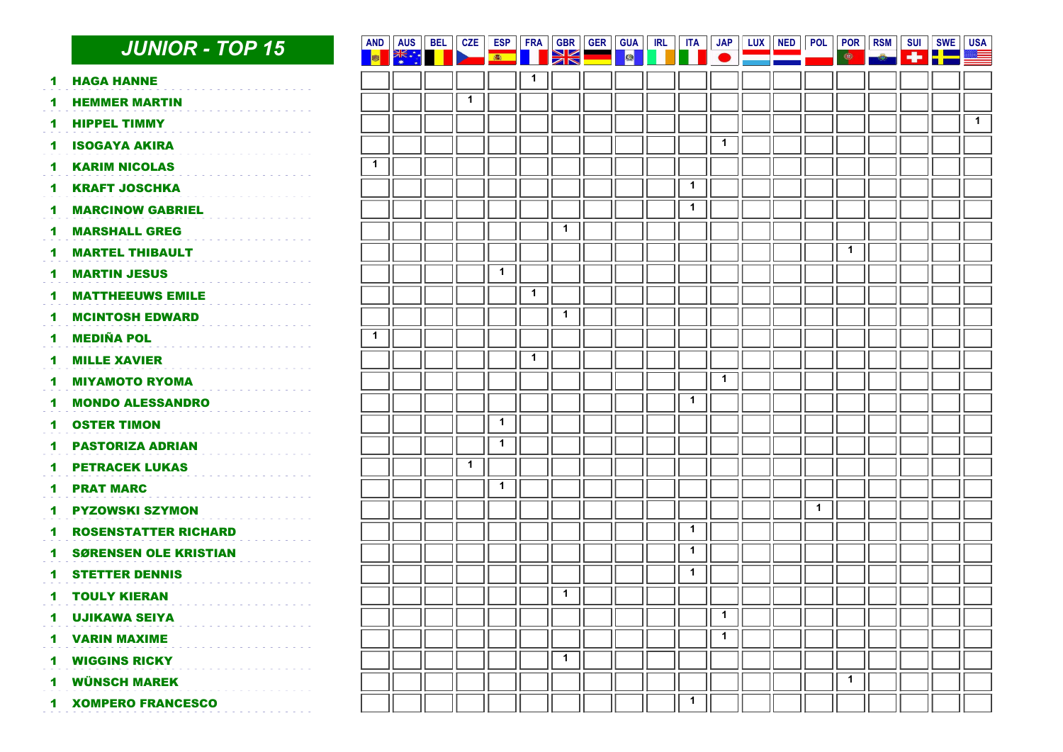## JUNIOR - TOP 15

| | | AND | AUS | BEL | CZE | ESP | FRA | GBR | GER | GUA | IRL | ITA | JAP | LUX | NED | POL | POR | RSM | SUI | SWE | USA |
|---|---|---|---|---|---|---|---|---|---|---|---|---|---|---|---|---|---|---|---|---|---|
| 1 | HAGA HANNE | | | | | | 1 | | | | | | | | | | | | | | |
| 1 | HEMMER MARTIN | | | | 1 | | | | | | | | | | | | | | | | |
| 1 | HIPPEL TIMMY | | | | | | | | | | | | | | | | | | | | 1 |
| 1 | ISOGAYA AKIRA | | | | | | | | | | | | 1 | | | | | | | | |
| 1 | KARIM NICOLAS | 1 | | | | | | | | | | | | | | | | | | | |
| 1 | KRAFT JOSCHKA | | | | | | | | | | | 1 | | | | | | | | | |
| 1 | MARCINOW GABRIEL | | | | | | | | | | | 1 | | | | | | | | | |
| 1 | MARSHALL GREG | | | | | | | 1 | | | | | | | | | | | | | |
| 1 | MARTEL THIBAULT | | | | | | | | | | | | | | | | 1 | | | | |
| 1 | MARTIN JESUS | | | | | 1 | | | | | | | | | | | | | | | |
| 1 | MATTHEEUWS EMILE | | | | | | 1 | | | | | | | | | | | | | | |
| 1 | MCINTOSH EDWARD | | | | | | | 1 | | | | | | | | | | | | | |
| 1 | MEDIÑA POL | 1 | | | | | | | | | | | | | | | | | | | |
| 1 | MILLE XAVIER | | | | | | 1 | | | | | | | | | | | | | | |
| 1 | MIYAMOTO RYOMA | | | | | | | | | | | | 1 | | | | | | | | |
| 1 | MONDO ALESSANDRO | | | | | | | | | | | 1 | | | | | | | | | |
| 1 | OSTER TIMON | | | | | 1 | | | | | | | | | | | | | | | |
| 1 | PASTORIZA ADRIAN | | | | | 1 | | | | | | | | | | | | | | | |
| 1 | PETRACEK LUKAS | | | | 1 | | | | | | | | | | | | | | | | |
| 1 | PRAT MARC | | | | | 1 | | | | | | | | | | | | | | | |
| 1 | PYZOWSKI SZYMON | | | | | | | | | | | | | | | 1 | | | | | |
| 1 | ROSENSTATTER RICHARD | | | | | | | | | | | 1 | | | | | | | | | |
| 1 | SØRENSEN OLE KRISTIAN | | | | | | | | | | | 1 | | | | | | | | | |
| 1 | STETTER DENNIS | | | | | | | | | | | 1 | | | | | | | | | |
| 1 | TOULY KIERAN | | | | | | | 1 | | | | | | | | | | | | | |
| 1 | UJIKAWA SEIYA | | | | | | | | | | | | 1 | | | | | | | | |
| 1 | VARIN MAXIME | | | | | | | | | | | | 1 | | | | | | | | |
| 1 | WIGGINS RICKY | | | | | | | 1 | | | | | | | | | | | | | |
| 1 | WÜNSCH MAREK | | | | | | | | | | | | | | | | 1 | | | | |
| 1 | XOMPERO FRANCESCO | | | | | | | | | | | 1 | | | | | | | | | |